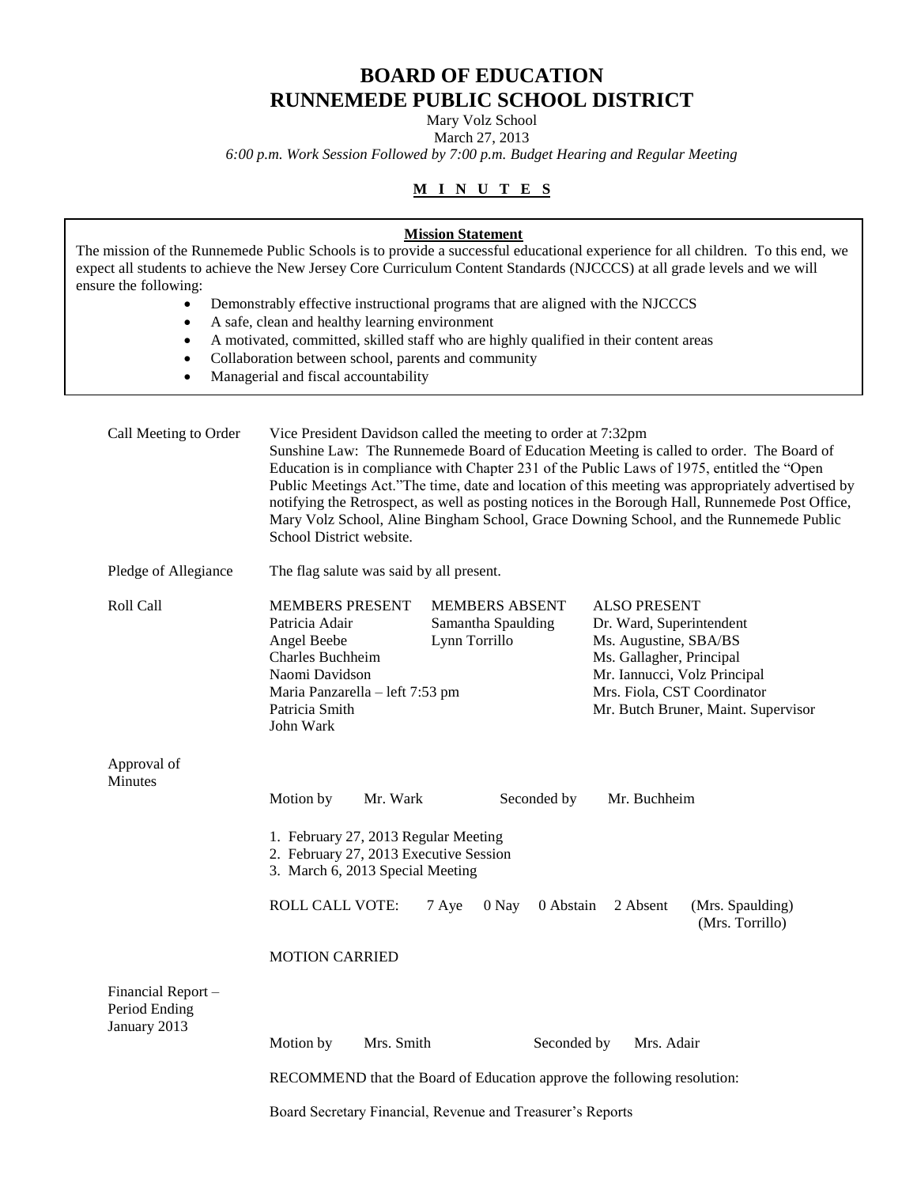# BOARD OF EDUCATION
# RUNNEMEDE PUBLIC SCHOOL DISTRICT

Mary Volz School
March 27, 2013
*6:00 p.m. Work Session Followed by 7:00 p.m. Budget Hearing and Regular Meeting*

**M I N U T E S**

**Mission Statement**

The mission of the Runnemede Public Schools is to provide a successful educational experience for all children. To this end, we expect all students to achieve the New Jersey Core Curriculum Content Standards (NJCCCS) at all grade levels and we will ensure the following:

- Demonstrably effective instructional programs that are aligned with the NJCCCS
- A safe, clean and healthy learning environment
- A motivated, committed, skilled staff who are highly qualified in their content areas
- Collaboration between school, parents and community
- Managerial and fiscal accountability

**Call Meeting to Order**

Vice President Davidson called the meeting to order at 7:32pm
Sunshine Law: The Runnemede Board of Education Meeting is called to order. The Board of Education is in compliance with Chapter 231 of the Public Laws of 1975, entitled the "Open Public Meetings Act."The time, date and location of this meeting was appropriately advertised by notifying the Retrospect, as well as posting notices in the Borough Hall, Runnemede Post Office, Mary Volz School, Aline Bingham School, Grace Downing School, and the Runnemede Public School District website.

**Pledge of Allegiance**

The flag salute was said by all present.

**Roll Call**

| MEMBERS PRESENT | MEMBERS ABSENT | ALSO PRESENT |
|---|---|---|
| Patricia Adair | Samantha Spaulding | Dr. Ward, Superintendent |
| Angel Beebe | Lynn Torrillo | Ms. Augustine, SBA/BS |
| Charles Buchheim | | Ms. Gallagher, Principal |
| Naomi Davidson | | Mr. Iannucci, Volz Principal |
| Maria Panzarella – left 7:53 pm | | Mrs. Fiola, CST Coordinator |
| Patricia Smith | | Mr. Butch Bruner, Maint. Supervisor |
| John Wark | | |

**Approval of Minutes**

Motion by Mr. Wark Seconded by Mr. Buchheim

1. February 27, 2013 Regular Meeting
2. February 27, 2013 Executive Session
3. March 6, 2013 Special Meeting

ROLL CALL VOTE: 7 Aye 0 Nay 0 Abstain 2 Absent (Mrs. Spaulding) (Mrs. Torrillo)

MOTION CARRIED

**Financial Report – Period Ending January 2013**

Motion by Mrs. Smith Seconded by Mrs. Adair

RECOMMEND that the Board of Education approve the following resolution:

Board Secretary Financial, Revenue and Treasurer's Reports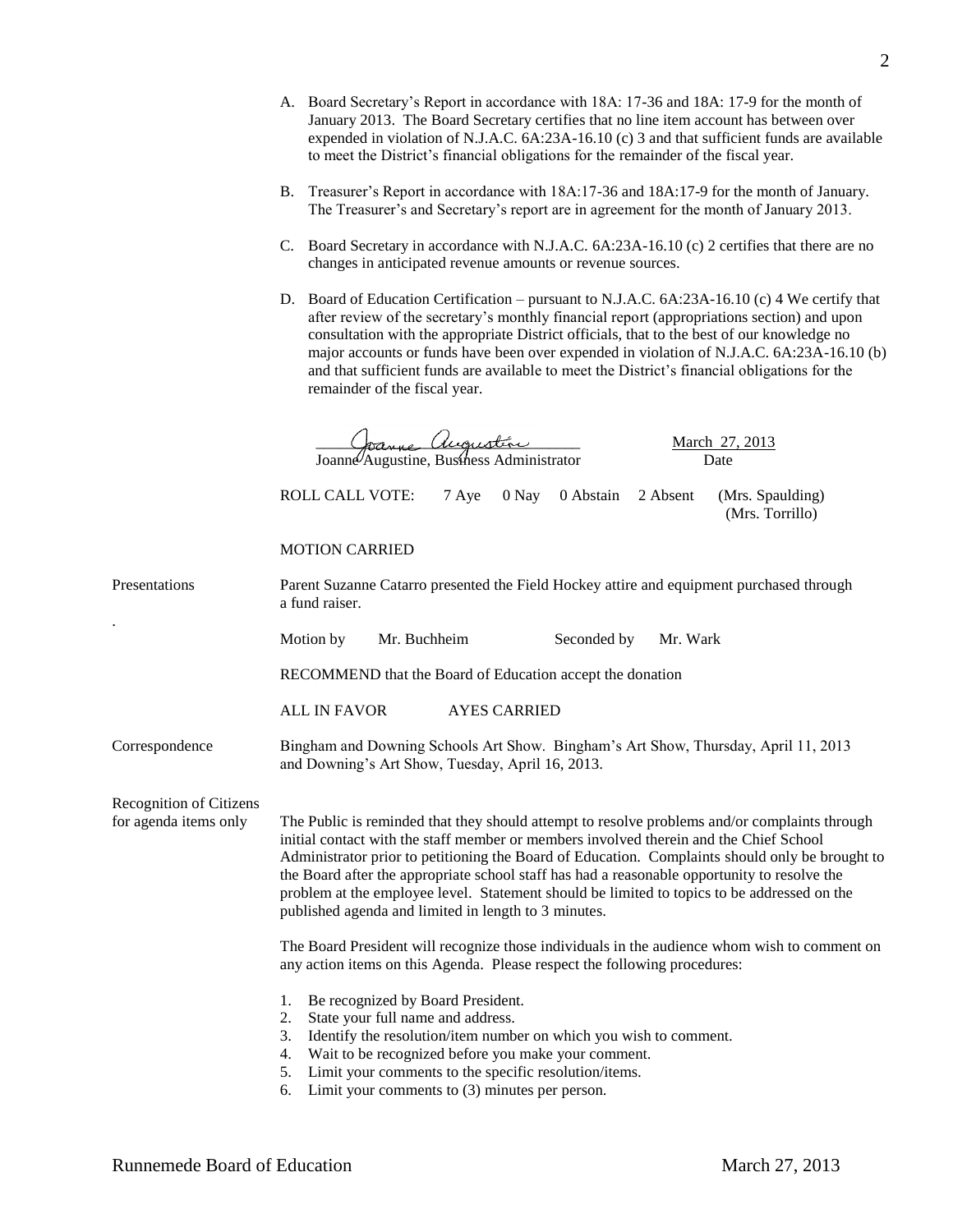A. Board Secretary's Report in accordance with 18A: 17-36 and 18A: 17-9 for the month of January 2013. The Board Secretary certifies that no line item account has between over expended in violation of N.J.A.C. 6A:23A-16.10 (c) 3 and that sufficient funds are available to meet the District's financial obligations for the remainder of the fiscal year.

B. Treasurer's Report in accordance with 18A:17-36 and 18A:17-9 for the month of January. The Treasurer's and Secretary's report are in agreement for the month of January 2013.

C. Board Secretary in accordance with N.J.A.C. 6A:23A-16.10 (c) 2 certifies that there are no changes in anticipated revenue amounts or revenue sources.

D. Board of Education Certification – pursuant to N.J.A.C. 6A:23A-16.10 (c) 4 We certify that after review of the secretary's monthly financial report (appropriations section) and upon consultation with the appropriate District officials, that to the best of our knowledge no major accounts or funds have been over expended in violation of N.J.A.C. 6A:23A-16.10 (b) and that sufficient funds are available to meet the District's financial obligations for the remainder of the fiscal year.

Joanne Augustine, Business Administrator — March 27, 2013 (Date)

ROLL CALL VOTE: 7 Aye 0 Nay 0 Abstain 2 Absent (Mrs. Spaulding) (Mrs. Torrillo)

MOTION CARRIED

**Presentations**

Parent Suzanne Catarro presented the Field Hockey attire and equipment purchased through a fund raiser.

Motion by Mr. Buchheim Seconded by Mr. Wark

RECOMMEND that the Board of Education accept the donation

ALL IN FAVOR AYES CARRIED

**Correspondence**

Bingham and Downing Schools Art Show. Bingham's Art Show, Thursday, April 11, 2013 and Downing's Art Show, Tuesday, April 16, 2013.

**Recognition of Citizens for agenda items only**

The Public is reminded that they should attempt to resolve problems and/or complaints through initial contact with the staff member or members involved therein and the Chief School Administrator prior to petitioning the Board of Education. Complaints should only be brought to the Board after the appropriate school staff has had a reasonable opportunity to resolve the problem at the employee level. Statement should be limited to topics to be addressed on the published agenda and limited in length to 3 minutes.

The Board President will recognize those individuals in the audience whom wish to comment on any action items on this Agenda. Please respect the following procedures:

1. Be recognized by Board President.
2. State your full name and address.
3. Identify the resolution/item number on which you wish to comment.
4. Wait to be recognized before you make your comment.
5. Limit your comments to the specific resolution/items.
6. Limit your comments to (3) minutes per person.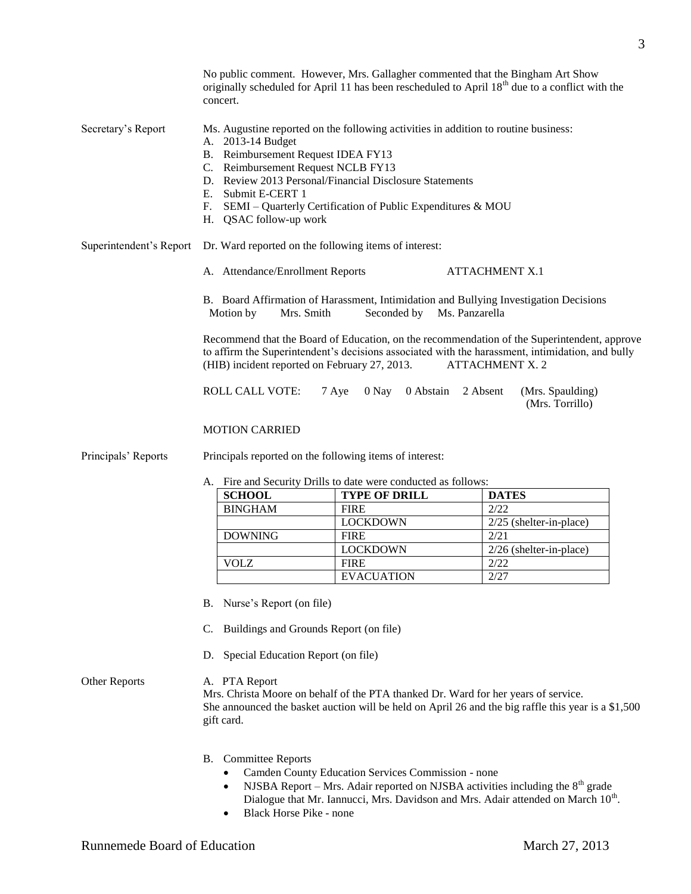No public comment. However, Mrs. Gallagher commented that the Bingham Art Show originally scheduled for April 11 has been rescheduled to April 18th due to a conflict with the concert.

**Secretary's Report**

Ms. Augustine reported on the following activities in addition to routine business:

A. 2013-14 Budget
B. Reimbursement Request IDEA FY13
C. Reimbursement Request NCLB FY13
D. Review 2013 Personal/Financial Disclosure Statements
E. Submit E-CERT 1
F. SEMI – Quarterly Certification of Public Expenditures & MOU
H. QSAC follow-up work

**Superintendent's Report**

Dr. Ward reported on the following items of interest:

A. Attendance/Enrollment Reports — ATTACHMENT X.1

B. Board Affirmation of Harassment, Intimidation and Bullying Investigation Decisions
Motion by Mrs. Smith Seconded by Ms. Panzarella

Recommend that the Board of Education, on the recommendation of the Superintendent, approve to affirm the Superintendent's decisions associated with the harassment, intimidation, and bully (HIB) incident reported on February 27, 2013. ATTACHMENT X. 2

ROLL CALL VOTE: 7 Aye 0 Nay 0 Abstain 2 Absent (Mrs. Spaulding) (Mrs. Torrillo)

MOTION CARRIED

**Principals' Reports**

Principals reported on the following items of interest:

A. Fire and Security Drills to date were conducted as follows:

| SCHOOL | TYPE OF DRILL | DATES |
|---|---|---|
| BINGHAM | FIRE | 2/22 |
| | LOCKDOWN | 2/25 (shelter-in-place) |
| DOWNING | FIRE | 2/21 |
| | LOCKDOWN | 2/26 (shelter-in-place) |
| VOLZ | FIRE | 2/22 |
| | EVACUATION | 2/27 |

B. Nurse's Report (on file)

C. Buildings and Grounds Report (on file)

D. Special Education Report (on file)

**Other Reports**

A. PTA Report
Mrs. Christa Moore on behalf of the PTA thanked Dr. Ward for her years of service. She announced the basket auction will be held on April 26 and the big raffle this year is a $1,500 gift card.

B. Committee Reports
- Camden County Education Services Commission - none
- NJSBA Report – Mrs. Adair reported on NJSBA activities including the 8th grade Dialogue that Mr. Iannucci, Mrs. Davidson and Mrs. Adair attended on March 10th.
- Black Horse Pike - none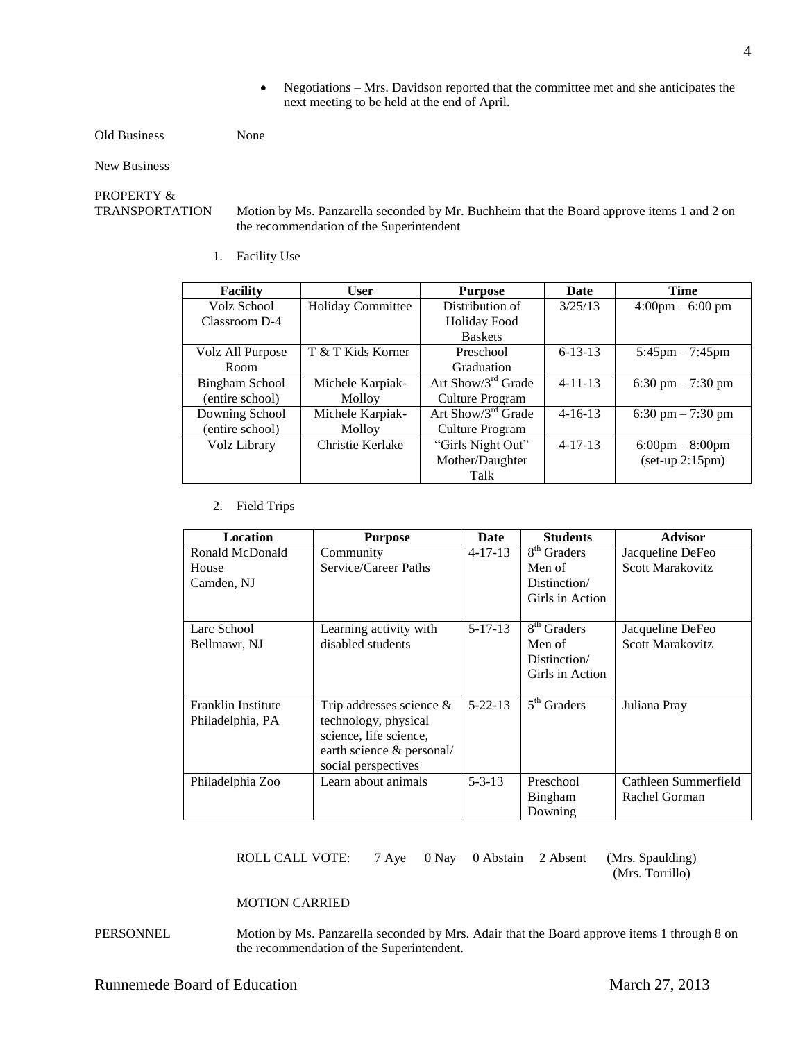- Negotiations – Mrs. Davidson reported that the committee met and she anticipates the next meeting to be held at the end of April.

Old Business None

New Business

PROPERTY & TRANSPORTATION

Motion by Ms. Panzarella seconded by Mr. Buchheim that the Board approve items 1 and 2 on the recommendation of the Superintendent

1. Facility Use

| Facility | User | Purpose | Date | Time |
|---|---|---|---|---|
| Volz School Classroom D-4 | Holiday Committee | Distribution of Holiday Food Baskets | 3/25/13 | 4:00pm – 6:00 pm |
| Volz All Purpose Room | T & T Kids Korner | Preschool Graduation | 6-13-13 | 5:45pm – 7:45pm |
| Bingham School (entire school) | Michele Karpiak-Molloy | Art Show/3rd Grade Culture Program | 4-11-13 | 6:30 pm – 7:30 pm |
| Downing School (entire school) | Michele Karpiak-Molloy | Art Show/3rd Grade Culture Program | 4-16-13 | 6:30 pm – 7:30 pm |
| Volz Library | Christie Kerlake | "Girls Night Out" Mother/Daughter Talk | 4-17-13 | 6:00pm – 8:00pm (set-up 2:15pm) |

2. Field Trips

| Location | Purpose | Date | Students | Advisor |
|---|---|---|---|---|
| Ronald McDonald House Camden, NJ | Community Service/Career Paths | 4-17-13 | 8th Graders Men of Distinction/ Girls in Action | Jacqueline DeFeo Scott Marakovitz |
| Larc School Bellmawr, NJ | Learning activity with disabled students | 5-17-13 | 8th Graders Men of Distinction/ Girls in Action | Jacqueline DeFeo Scott Marakovitz |
| Franklin Institute Philadelphia, PA | Trip addresses science & technology, physical science, life science, earth science & personal/ social perspectives | 5-22-13 | 5th Graders | Juliana Pray |
| Philadelphia Zoo | Learn about animals | 5-3-13 | Preschool Bingham Downing | Cathleen Summerfield Rachel Gorman |

ROLL CALL VOTE: 7 Aye 0 Nay 0 Abstain 2 Absent (Mrs. Spaulding) (Mrs. Torrillo)

MOTION CARRIED

PERSONNEL

Motion by Ms. Panzarella seconded by Mrs. Adair that the Board approve items 1 through 8 on the recommendation of the Superintendent.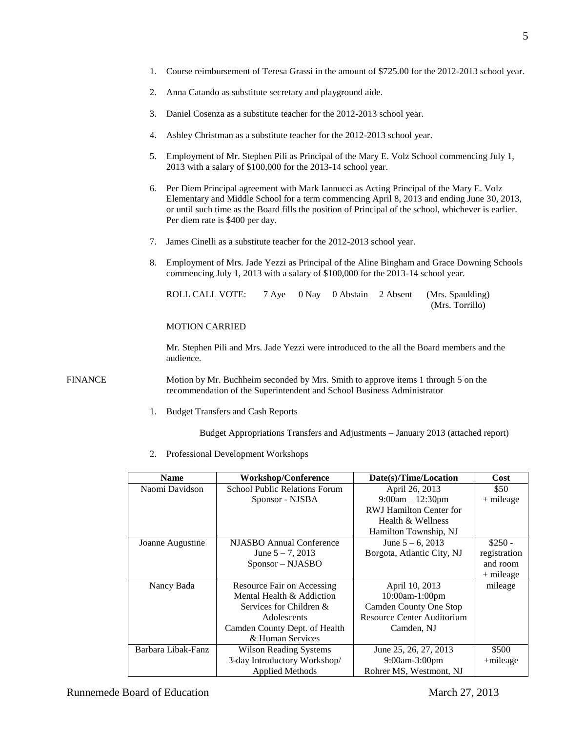1. Course reimbursement of Teresa Grassi in the amount of $725.00 for the 2012-2013 school year.

2. Anna Catando as substitute secretary and playground aide.

3. Daniel Cosenza as a substitute teacher for the 2012-2013 school year.

4. Ashley Christman as a substitute teacher for the 2012-2013 school year.

5. Employment of Mr. Stephen Pili as Principal of the Mary E. Volz School commencing July 1, 2013 with a salary of $100,000 for the 2013-14 school year.

6. Per Diem Principal agreement with Mark Iannucci as Acting Principal of the Mary E. Volz Elementary and Middle School for a term commencing April 8, 2013 and ending June 30, 2013, or until such time as the Board fills the position of Principal of the school, whichever is earlier. Per diem rate is $400 per day.

7. James Cinelli as a substitute teacher for the 2012-2013 school year.

8. Employment of Mrs. Jade Yezzi as Principal of the Aline Bingham and Grace Downing Schools commencing July 1, 2013 with a salary of $100,000 for the 2013-14 school year.

ROLL CALL VOTE: 7 Aye 0 Nay 0 Abstain 2 Absent (Mrs. Spaulding) (Mrs. Torrillo)

MOTION CARRIED

Mr. Stephen Pili and Mrs. Jade Yezzi were introduced to the all the Board members and the audience.

FINANCE

Motion by Mr. Buchheim seconded by Mrs. Smith to approve items 1 through 5 on the recommendation of the Superintendent and School Business Administrator

1. Budget Transfers and Cash Reports

   Budget Appropriations Transfers and Adjustments – January 2013 (attached report)

2. Professional Development Workshops

| Name | Workshop/Conference | Date(s)/Time/Location | Cost |
|---|---|---|---|
| Naomi Davidson | School Public Relations Forum Sponsor - NJSBA | April 26, 2013 9:00am – 12:30pm RWJ Hamilton Center for Health & Wellness Hamilton Township, NJ | $50 + mileage |
| Joanne Augustine | NJASBO Annual Conference June 5 – 7, 2013 Sponsor – NJASBO | June 5 – 6, 2013 Borgota, Atlantic City, NJ | $250 - registration and room + mileage |
| Nancy Bada | Resource Fair on Accessing Mental Health & Addiction Services for Children & Adolescents Camden County Dept. of Health & Human Services | April 10, 2013 10:00am-1:00pm Camden County One Stop Resource Center Auditorium Camden, NJ | mileage |
| Barbara Libak-Fanz | Wilson Reading Systems 3-day Introductory Workshop/ Applied Methods | June 25, 26, 27, 2013 9:00am-3:00pm Rohrer MS, Westmont, NJ | $500 +mileage |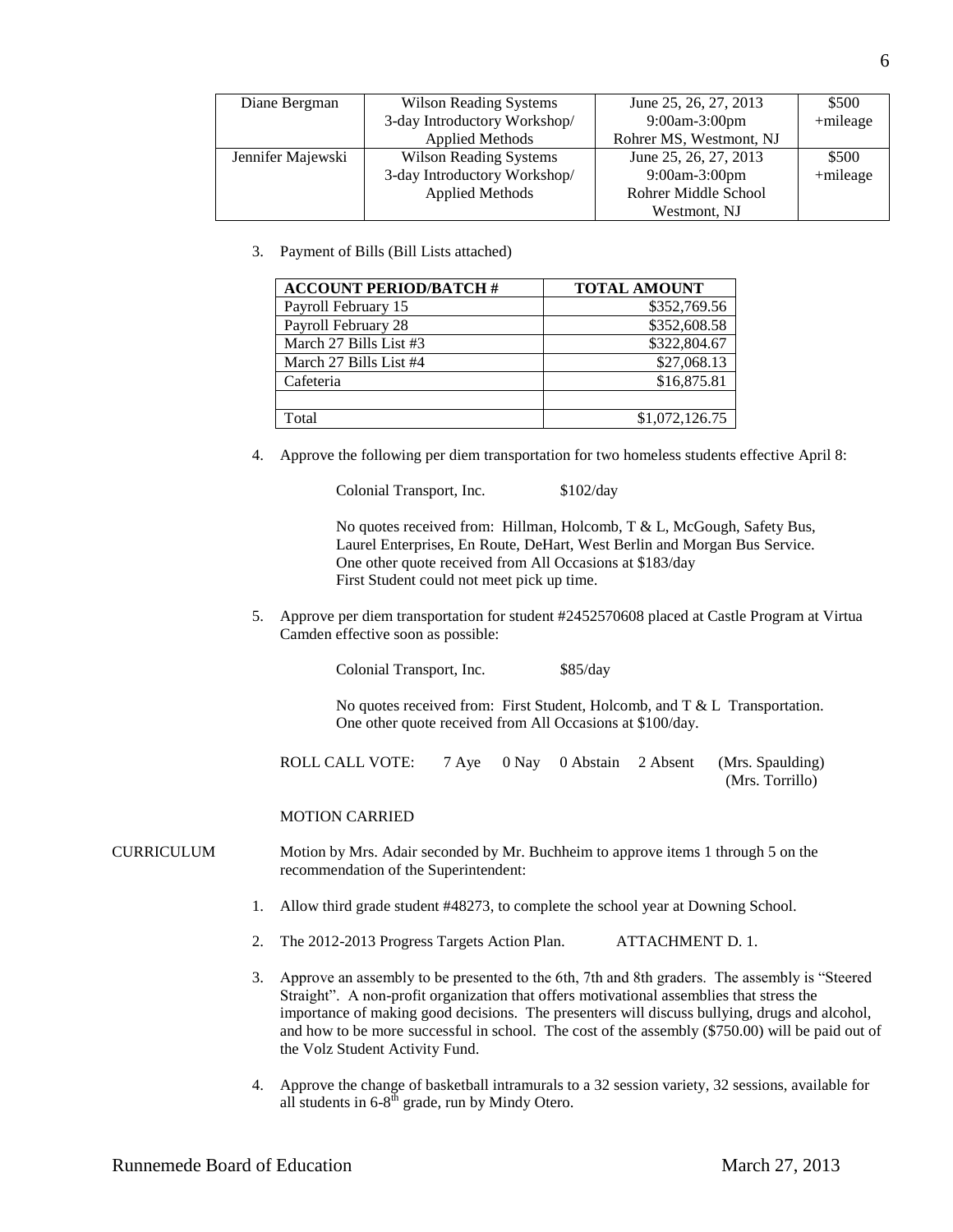| Diane Bergman | Wilson Reading Systems 3-day Introductory Workshop/ Applied Methods | June 25, 26, 27, 2013 9:00am-3:00pm Rohrer MS, Westmont, NJ | \$500 +mileage |
|---|---|---|---|
| Jennifer Majewski | Wilson Reading Systems 3-day Introductory Workshop/ Applied Methods | June 25, 26, 27, 2013 9:00am-3:00pm Rohrer Middle School Westmont, NJ | \$500 +mileage |

3. Payment of Bills (Bill Lists attached)

| ACCOUNT PERIOD/BATCH # | TOTAL AMOUNT |
|---|---|
| Payroll February 15 | \$352,769.56 |
| Payroll February 28 | \$352,608.58 |
| March 27 Bills List #3 | \$322,804.67 |
| March 27 Bills List #4 | \$27,068.13 |
| Cafeteria | \$16,875.81 |
| | |
| Total | \$1,072,126.75 |

4. Approve the following per diem transportation for two homeless students effective April 8:

   Colonial Transport, Inc. \$102/day

   No quotes received from: Hillman, Holcomb, T & L, McGough, Safety Bus, Laurel Enterprises, En Route, DeHart, West Berlin and Morgan Bus Service.
   One other quote received from All Occasions at \$183/day
   First Student could not meet pick up time.

5. Approve per diem transportation for student #2452570608 placed at Castle Program at Virtua Camden effective soon as possible:

   Colonial Transport, Inc. \$85/day

   No quotes received from: First Student, Holcomb, and T & L Transportation.
   One other quote received from All Occasions at \$100/day.

   ROLL CALL VOTE: 7 Aye 0 Nay 0 Abstain 2 Absent (Mrs. Spaulding) (Mrs. Torrillo)

   MOTION CARRIED

CURRICULUM Motion by Mrs. Adair seconded by Mr. Buchheim to approve items 1 through 5 on the recommendation of the Superintendent:

1. Allow third grade student #48273, to complete the school year at Downing School.

2. The 2012-2013 Progress Targets Action Plan. ATTACHMENT D. 1.

3. Approve an assembly to be presented to the 6th, 7th and 8th graders. The assembly is "Steered Straight". A non-profit organization that offers motivational assemblies that stress the importance of making good decisions. The presenters will discuss bullying, drugs and alcohol, and how to be more successful in school. The cost of the assembly (\$750.00) will be paid out of the Volz Student Activity Fund.

4. Approve the change of basketball intramurals to a 32 session variety, 32 sessions, available for all students in 6-8th grade, run by Mindy Otero.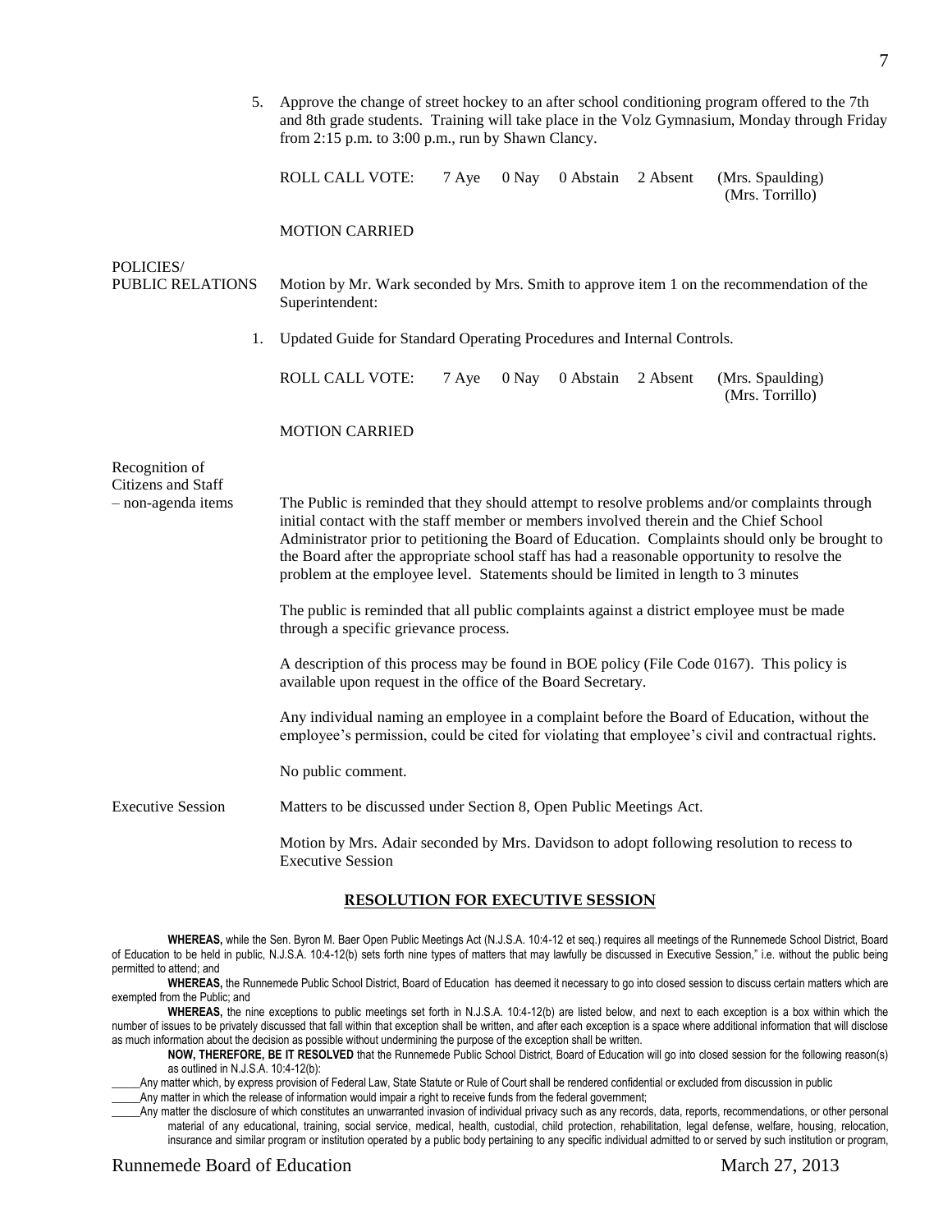5. Approve the change of street hockey to an after school conditioning program offered to the 7th and 8th grade students. Training will take place in the Volz Gymnasium, Monday through Friday from 2:15 p.m. to 3:00 p.m., run by Shawn Clancy.

ROLL CALL VOTE: 7 Aye 0 Nay 0 Abstain 2 Absent (Mrs. Spaulding) (Mrs. Torrillo)

MOTION CARRIED

POLICIES/ PUBLIC RELATIONS

Motion by Mr. Wark seconded by Mrs. Smith to approve item 1 on the recommendation of the Superintendent:

1. Updated Guide for Standard Operating Procedures and Internal Controls.

ROLL CALL VOTE: 7 Aye 0 Nay 0 Abstain 2 Absent (Mrs. Spaulding) (Mrs. Torrillo)

MOTION CARRIED

Recognition of Citizens and Staff – non-agenda items

The Public is reminded that they should attempt to resolve problems and/or complaints through initial contact with the staff member or members involved therein and the Chief School Administrator prior to petitioning the Board of Education. Complaints should only be brought to the Board after the appropriate school staff has had a reasonable opportunity to resolve the problem at the employee level. Statements should be limited in length to 3 minutes

The public is reminded that all public complaints against a district employee must be made through a specific grievance process.

A description of this process may be found in BOE policy (File Code 0167). This policy is available upon request in the office of the Board Secretary.

Any individual naming an employee in a complaint before the Board of Education, without the employee's permission, could be cited for violating that employee's civil and contractual rights.

No public comment.

Executive Session

Matters to be discussed under Section 8, Open Public Meetings Act.

Motion by Mrs. Adair seconded by Mrs. Davidson to adopt following resolution to recess to Executive Session

## RESOLUTION FOR EXECUTIVE SESSION

**WHEREAS,** while the Sen. Byron M. Baer Open Public Meetings Act (N.J.S.A. 10:4-12 et seq.) requires all meetings of the Runnemede School District, Board of Education to be held in public, N.J.S.A. 10:4-12(b) sets forth nine types of matters that may lawfully be discussed in Executive Session," i.e. without the public being permitted to attend; and

**WHEREAS,** the Runnemede Public School District, Board of Education has deemed it necessary to go into closed session to discuss certain matters which are exempted from the Public; and

**WHEREAS,** the nine exceptions to public meetings set forth in N.J.S.A. 10:4-12(b) are listed below, and next to each exception is a box within which the number of issues to be privately discussed that fall within that exception shall be written, and after each exception is a space where additional information that will disclose as much information about the decision as possible without undermining the purpose of the exception shall be written.

**NOW, THEREFORE, BE IT RESOLVED** that the Runnemede Public School District, Board of Education will go into closed session for the following reason(s) as outlined in N.J.S.A. 10:4-12(b):

_____Any matter which, by express provision of Federal Law, State Statute or Rule of Court shall be rendered confidential or excluded from discussion in public

_____Any matter in which the release of information would impair a right to receive funds from the federal government;

_____Any matter the disclosure of which constitutes an unwarranted invasion of individual privacy such as any records, data, reports, recommendations, or other personal material of any educational, training, social service, medical, health, custodial, child protection, rehabilitation, legal defense, welfare, housing, relocation, insurance and similar program or institution operated by a public body pertaining to any specific individual admitted to or served by such institution or program,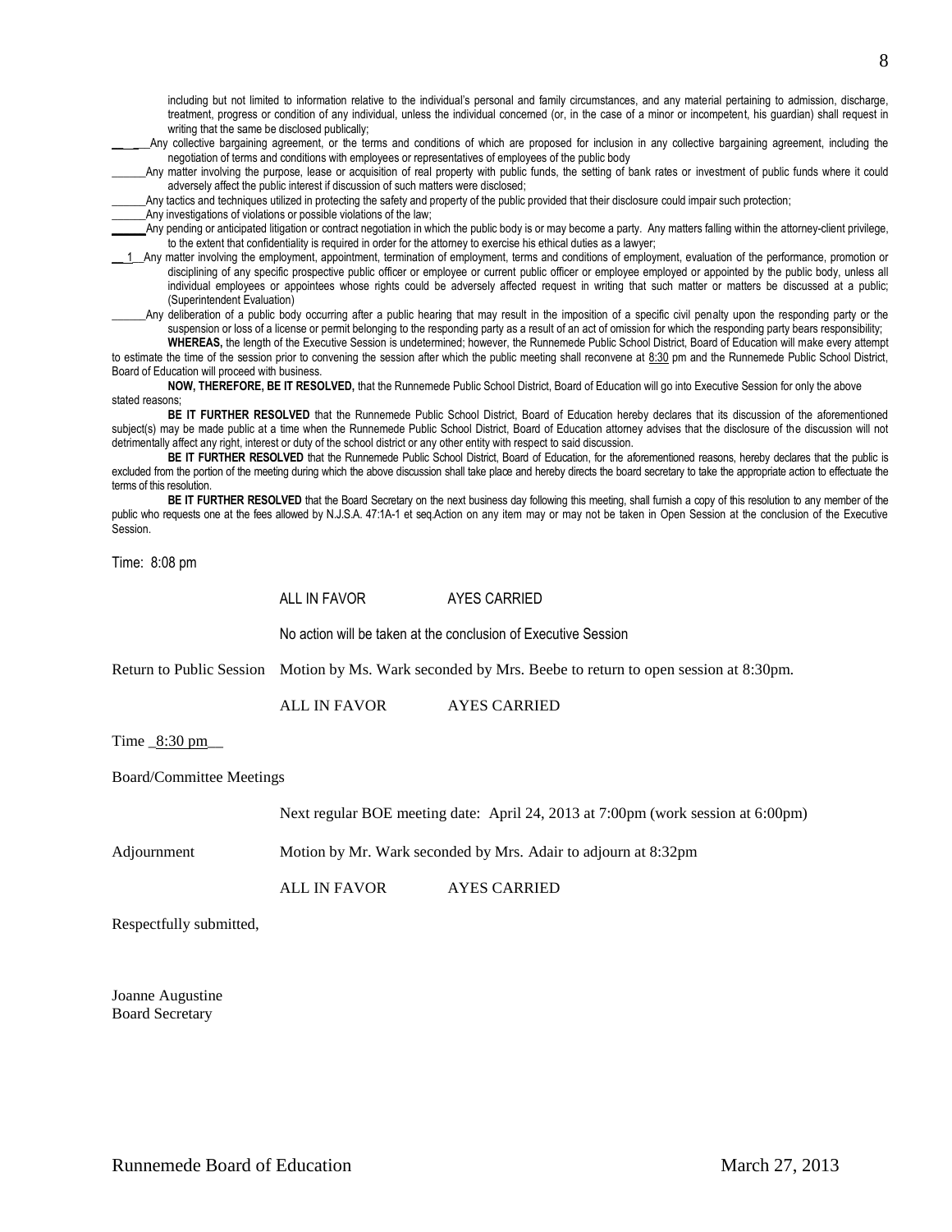including but not limited to information relative to the individual's personal and family circumstances, and any material pertaining to admission, discharge, treatment, progress or condition of any individual, unless the individual concerned (or, in the case of a minor or incompetent, his guardian) shall request in writing that the same be disclosed publically;

\_\_ \_\_Any collective bargaining agreement, or the terms and conditions of which are proposed for inclusion in any collective bargaining agreement, including the negotiation of terms and conditions with employees or representatives of employees of the public body

\_\_\_\_\_\_Any matter involving the purpose, lease or acquisition of real property with public funds, the setting of bank rates or investment of public funds where it could adversely affect the public interest if discussion of such matters were disclosed;

\_\_\_\_\_\_Any tactics and techniques utilized in protecting the safety and property of the public provided that their disclosure could impair such protection;

\_\_\_\_\_\_Any investigations of violations or possible violations of the law;

\_\_\_\_\_\_Any pending or anticipated litigation or contract negotiation in which the public body is or may become a party. Any matters falling within the attorney-client privilege, to the extent that confidentiality is required in order for the attorney to exercise his ethical duties as a lawyer;

\_\_1\_\_Any matter involving the employment, appointment, termination of employment, terms and conditions of employment, evaluation of the performance, promotion or disciplining of any specific prospective public officer or employee or current public officer or employee employed or appointed by the public body, unless all individual employees or appointees whose rights could be adversely affected request in writing that such matter or matters be discussed at a public; (Superintendent Evaluation)

\_\_\_\_\_\_Any deliberation of a public body occurring after a public hearing that may result in the imposition of a specific civil penalty upon the responding party or the suspension or loss of a license or permit belonging to the responding party as a result of an act of omission for which the responding party bears responsibility;

**WHEREAS,** the length of the Executive Session is undetermined; however, the Runnemede Public School District, Board of Education will make every attempt to estimate the time of the session prior to convening the session after which the public meeting shall reconvene at 8:30 pm and the Runnemede Public School District, Board of Education will proceed with business.

**NOW, THEREFORE, BE IT RESOLVED,** that the Runnemede Public School District, Board of Education will go into Executive Session for only the above stated reasons;

**BE IT FURTHER RESOLVED** that the Runnemede Public School District, Board of Education hereby declares that its discussion of the aforementioned subject(s) may be made public at a time when the Runnemede Public School District, Board of Education attorney advises that the disclosure of the discussion will not detrimentally affect any right, interest or duty of the school district or any other entity with respect to said discussion.

**BE IT FURTHER RESOLVED** that the Runnemede Public School District, Board of Education, for the aforementioned reasons, hereby declares that the public is excluded from the portion of the meeting during which the above discussion shall take place and hereby directs the board secretary to take the appropriate action to effectuate the terms of this resolution.

**BE IT FURTHER RESOLVED** that the Board Secretary on the next business day following this meeting, shall furnish a copy of this resolution to any member of the public who requests one at the fees allowed by N.J.S.A. 47:1A-1 et seq.Action on any item may or may not be taken in Open Session at the conclusion of the Executive Session.

Time: 8:08 pm

ALL IN FAVOR AYES CARRIED

No action will be taken at the conclusion of Executive Session

Return to Public Session Motion by Ms. Wark seconded by Mrs. Beebe to return to open session at 8:30pm.

ALL IN FAVOR AYES CARRIED

Time \_8:30 pm\_\_

Board/Committee Meetings

Next regular BOE meeting date: April 24, 2013 at 7:00pm (work session at 6:00pm)

Adjournment Motion by Mr. Wark seconded by Mrs. Adair to adjourn at 8:32pm

ALL IN FAVOR AYES CARRIED

Respectfully submitted,

Joanne Augustine
Board Secretary